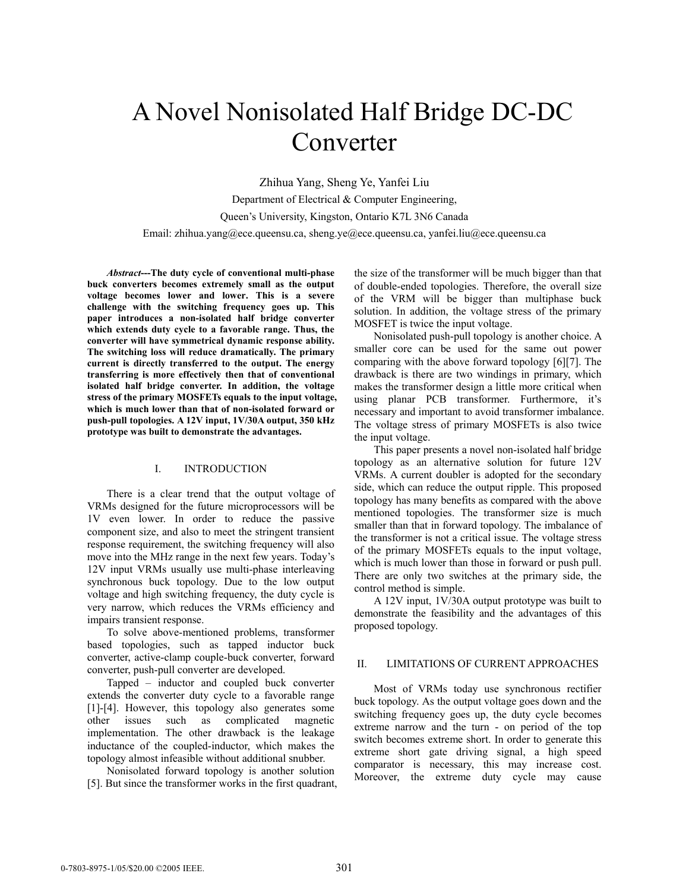# A Novel Nonisolated Half Bridge DC-DC Converter

Zhihua Yang, Sheng Ye, Yanfei Liu

Department of Electrical & Computer Engineering,

Queen's University, Kingston, Ontario K7L 3N6 Canada

Email: zhihua.yang@ece.queensu.ca, sheng.ye@ece.queensu.ca, yanfei.liu@ece.queensu.ca

***Abstract---*The duty cycle of conventional multi-phase buck converters becomes extremely small as the output voltage becomes lower and lower. This is a severe challenge with the switching frequency goes up. This paper introduces a non-isolated half bridge converter which extends duty cycle to a favorable range. Thus, the converter will have symmetrical dynamic response ability. The switching loss will reduce dramatically. The primary current is directly transferred to the output. The energy transferring is more effectively then that of conventional isolated half bridge converter. In addition, the voltage stress of the primary MOSFETs equals to the input voltage, which is much lower than that of non-isolated forward or push-pull topologies. A 12V input, 1V/30A output, 350 kHz prototype was built to demonstrate the advantages.**

## I. INTRODUCTION

There is a clear trend that the output voltage of VRMs designed for the future microprocessors will be 1V even lower. In order to reduce the passive component size, and also to meet the stringent transient response requirement, the switching frequency will also move into the MHz range in the next few years. Today's 12V input VRMs usually use multi-phase interleaving synchronous buck topology. Due to the low output voltage and high switching frequency, the duty cycle is very narrow, which reduces the VRMs efficiency and impairs transient response.

To solve above-mentioned problems, transformer based topologies, such as tapped inductor buck converter, active-clamp couple-buck converter, forward converter, push-pull converter are developed.

Tapped – inductor and coupled buck converter extends the converter duty cycle to a favorable range [1]-[4]. However, this topology also generates some other issues such as complicated magnetic implementation. The other drawback is the leakage inductance of the coupled-inductor, which makes the topology almost infeasible without additional snubber.

Nonisolated forward topology is another solution [5]. But since the transformer works in the first quadrant, the size of the transformer will be much bigger than that of double-ended topologies. Therefore, the overall size of the VRM will be bigger than multiphase buck solution. In addition, the voltage stress of the primary MOSFET is twice the input voltage.

Nonisolated push-pull topology is another choice. A smaller core can be used for the same out power comparing with the above forward topology [6][7]. The drawback is there are two windings in primary, which makes the transformer design a little more critical when using planar PCB transformer. Furthermore, it's necessary and important to avoid transformer imbalance. The voltage stress of primary MOSFETs is also twice the input voltage.

This paper presents a novel non-isolated half bridge topology as an alternative solution for future 12V VRMs. A current doubler is adopted for the secondary side, which can reduce the output ripple. This proposed topology has many benefits as compared with the above mentioned topologies. The transformer size is much smaller than that in forward topology. The imbalance of the transformer is not a critical issue. The voltage stress of the primary MOSFETs equals to the input voltage, which is much lower than those in forward or push pull. There are only two switches at the primary side, the control method is simple.

A 12V input, 1V/30A output prototype was built to demonstrate the feasibility and the advantages of this proposed topology.

## II. LIMITATIONS OF CURRENT APPROACHES

Most of VRMs today use synchronous rectifier buck topology. As the output voltage goes down and the switching frequency goes up, the duty cycle becomes extreme narrow and the turn - on period of the top switch becomes extreme short. In order to generate this extreme short gate driving signal, a high speed comparator is necessary, this may increase cost. Moreover, the extreme duty cycle may cause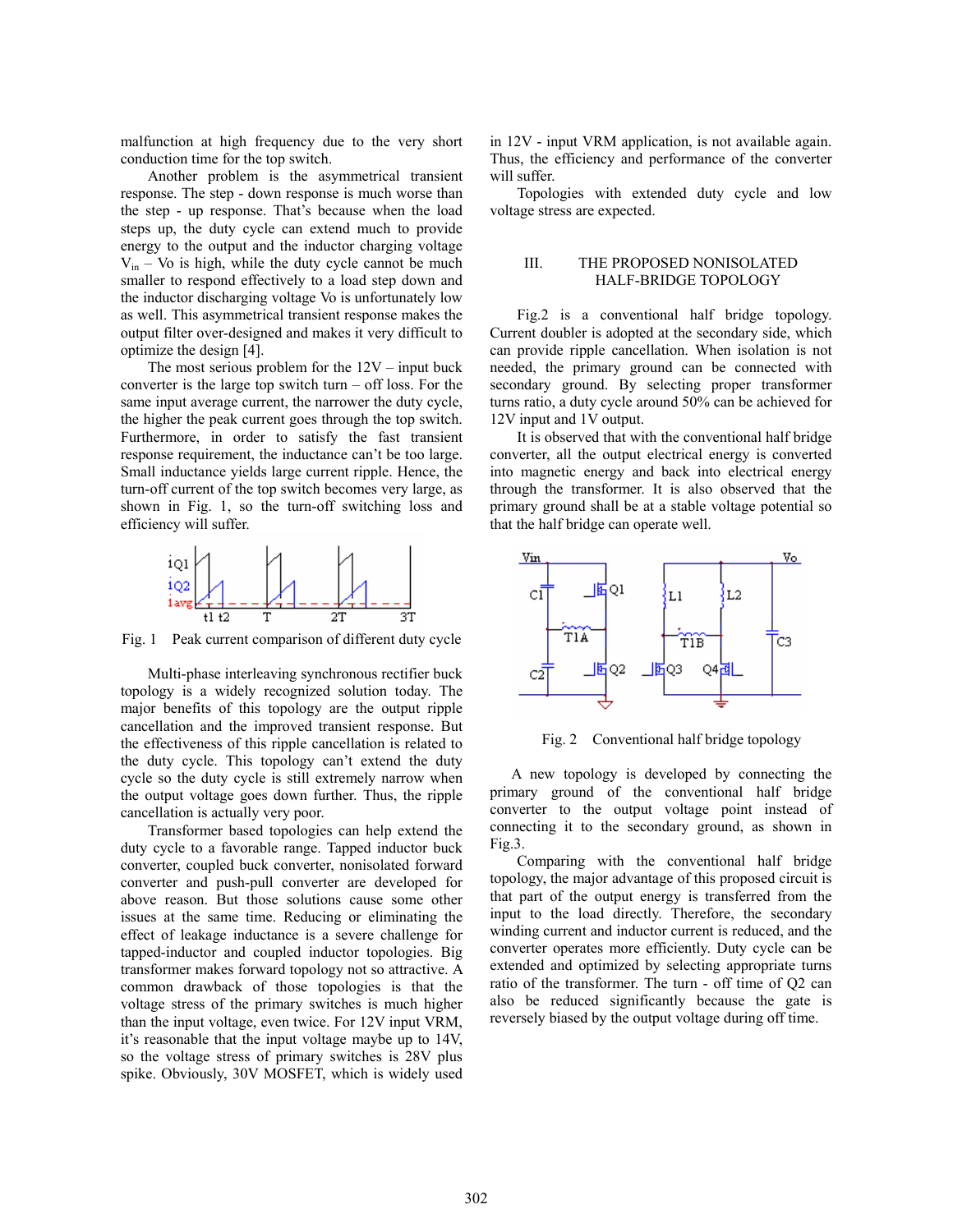malfunction at high frequency due to the very short conduction time for the top switch.

Another problem is the asymmetrical transient response. The step - down response is much worse than the step - up response. That's because when the load steps up, the duty cycle can extend much to provide energy to the output and the inductor charging voltage $V_{in} - Vo$ is high, while the duty cycle cannot be much smaller to respond effectively to a load step down and the inductor discharging voltage Vo is unfortunately low as well. This asymmetrical transient response makes the output filter over-designed and makes it very difficult to optimize the design [4].

The most serious problem for the 12V – input buck converter is the large top switch turn – off loss. For the same input average current, the narrower the duty cycle, the higher the peak current goes through the top switch. Furthermore, in order to satisfy the fast transient response requirement, the inductance can't be too large. Small inductance yields large current ripple. Hence, the turn-off current of the top switch becomes very large, as shown in Fig. 1, so the turn-off switching loss and efficiency will suffer.

Fig. 1 Peak current comparison of different duty cycle

Multi-phase interleaving synchronous rectifier buck topology is a widely recognized solution today. The major benefits of this topology are the output ripple cancellation and the improved transient response. But the effectiveness of this ripple cancellation is related to the duty cycle. This topology can't extend the duty cycle so the duty cycle is still extremely narrow when the output voltage goes down further. Thus, the ripple cancellation is actually very poor.

Transformer based topologies can help extend the duty cycle to a favorable range. Tapped inductor buck converter, coupled buck converter, nonisolated forward converter and push-pull converter are developed for above reason. But those solutions cause some other issues at the same time. Reducing or eliminating the effect of leakage inductance is a severe challenge for tapped-inductor and coupled inductor topologies. Big transformer makes forward topology not so attractive. A common drawback of those topologies is that the voltage stress of the primary switches is much higher than the input voltage, even twice. For 12V input VRM, it's reasonable that the input voltage maybe up to 14V, so the voltage stress of primary switches is 28V plus spike. Obviously, 30V MOSFET, which is widely used in 12V - input VRM application, is not available again. Thus, the efficiency and performance of the converter will suffer.

Topologies with extended duty cycle and low voltage stress are expected.

## III. THE PROPOSED NONISOLATED HALF-BRIDGE TOPOLOGY

Fig.2 is a conventional half bridge topology. Current doubler is adopted at the secondary side, which can provide ripple cancellation. When isolation is not needed, the primary ground can be connected with secondary ground. By selecting proper transformer turns ratio, a duty cycle around 50% can be achieved for 12V input and 1V output.

It is observed that with the conventional half bridge converter, all the output electrical energy is converted into magnetic energy and back into electrical energy through the transformer. It is also observed that the primary ground shall be at a stable voltage potential so that the half bridge can operate well.

Fig. 2 Conventional half bridge topology

A new topology is developed by connecting the primary ground of the conventional half bridge converter to the output voltage point instead of connecting it to the secondary ground, as shown in Fig.3.

Comparing with the conventional half bridge topology, the major advantage of this proposed circuit is that part of the output energy is transferred from the input to the load directly. Therefore, the secondary winding current and inductor current is reduced, and the converter operates more efficiently. Duty cycle can be extended and optimized by selecting appropriate turns ratio of the transformer. The turn - off time of Q2 can also be reduced significantly because the gate is reversely biased by the output voltage during off time.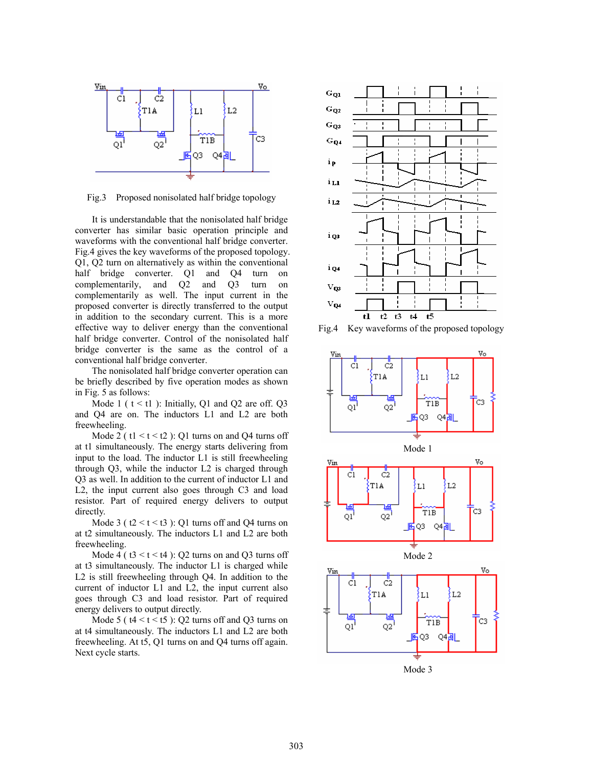Fig.3 Proposed nonisolated half bridge topology

It is understandable that the nonisolated half bridge converter has similar basic operation principle and waveforms with the conventional half bridge converter. Fig.4 gives the key waveforms of the proposed topology. Q1, Q2 turn on alternatively as within the conventional half bridge converter. Q1 and Q4 turn on complementarily, and Q2 and Q3 turn on complementarily as well. The input current in the proposed converter is directly transferred to the output in addition to the secondary current. This is a more effective way to deliver energy than the conventional half bridge converter. Control of the nonisolated half bridge converter is the same as the control of a conventional half bridge converter.

The nonisolated half bridge converter operation can be briefly described by five operation modes as shown in Fig. 5 as follows:

Mode 1 ( t < t1 ): Initially, Q1 and Q2 are off. Q3 and Q4 are on. The inductors L1 and L2 are both freewheeling.

Mode 2 ( t1 < t < t2 ): Q1 turns on and Q4 turns off at t1 simultaneously. The energy starts delivering from input to the load. The inductor L1 is still freewheeling through Q3, while the inductor L2 is charged through Q3 as well. In addition to the current of inductor L1 and L2, the input current also goes through C3 and load resistor. Part of required energy delivers to output directly.

Mode 3 ( t2 < t < t3 ): Q1 turns off and Q4 turns on at t2 simultaneously. The inductors L1 and L2 are both freewheeling.

Mode 4 ( t3 < t < t4 ): Q2 turns on and Q3 turns off at t3 simultaneously. The inductor L1 is charged while L2 is still freewheeling through Q4. In addition to the current of inductor L1 and L2, the input current also goes through C3 and load resistor. Part of required energy delivers to output directly.

Mode 5 ( t4 < t < t5 ): Q2 turns off and Q3 turns on at t4 simultaneously. The inductors L1 and L2 are both freewheeling. At t5, Q1 turns on and Q4 turns off again. Next cycle starts.

Fig.4 Key waveforms of the proposed topology

Mode 1

Mode 2

Mode 3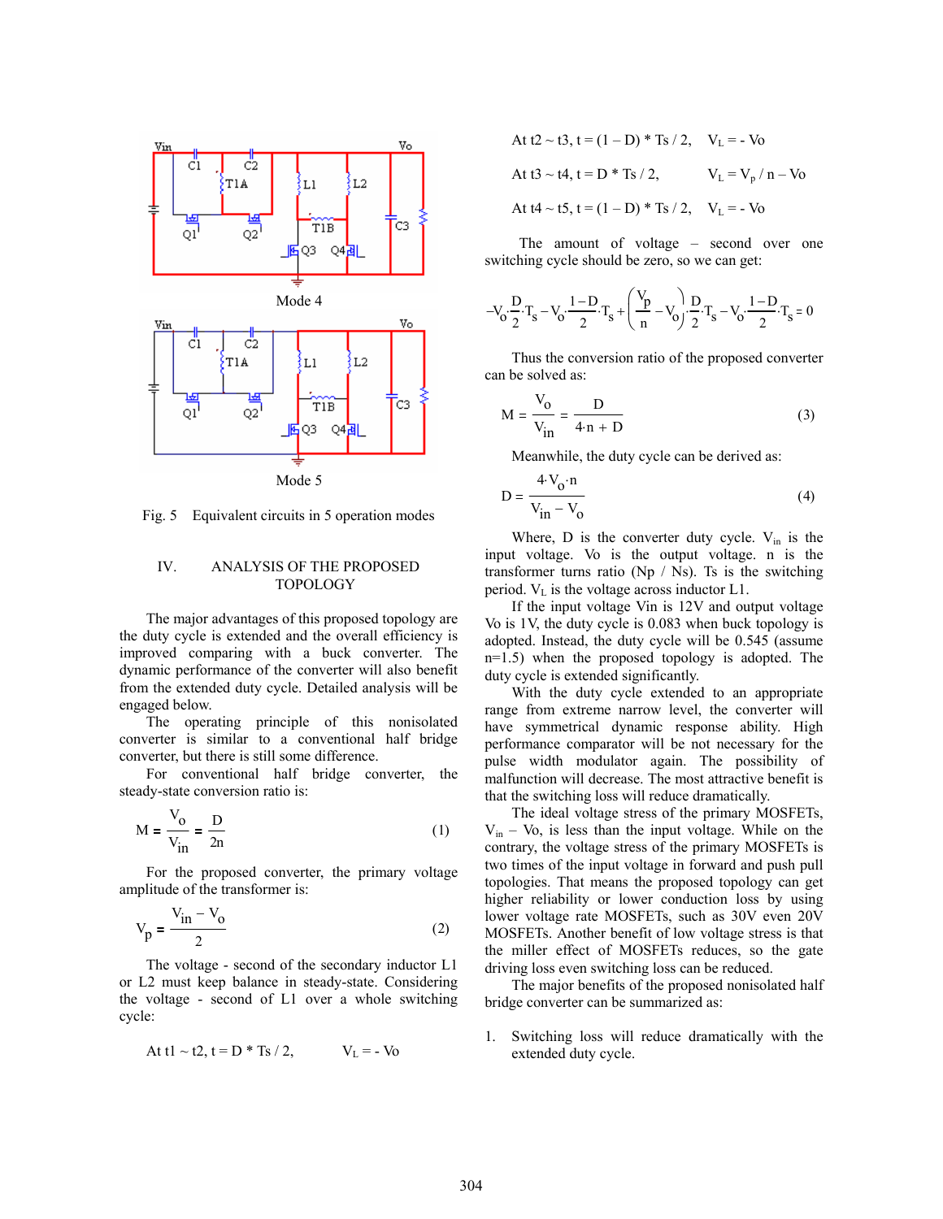Mode 4

Mode 5

Fig. 5 Equivalent circuits in 5 operation modes

## IV. ANALYSIS OF THE PROPOSED TOPOLOGY

The major advantages of this proposed topology are the duty cycle is extended and the overall efficiency is improved comparing with a buck converter. The dynamic performance of the converter will also benefit from the extended duty cycle. Detailed analysis will be engaged below.

The operating principle of this nonisolated converter is similar to a conventional half bridge converter, but there is still some difference.

For conventional half bridge converter, the steady-state conversion ratio is:

$$M = \frac{V_o}{V_{in}} = \frac{D}{2n} \quad (1)$$

For the proposed converter, the primary voltage amplitude of the transformer is:

$$V_p = \frac{V_{in} - V_o}{2} \quad (2)$$

The voltage - second of the secondary inductor L1 or L2 must keep balance in steady-state. Considering the voltage - second of L1 over a whole switching cycle:

At t1 ~ t2, t = D * Ts / 2, $V_L = - Vo$

At t2 ~ t3, t = (1 – D) * Ts / 2, $V_L = - Vo$

At t3 ~ t4, t = D * Ts / 2, $V_L = V_p / n – Vo$

At t4 ~ t5, t = (1 – D) * Ts / 2, $V_L = - Vo$

The amount of voltage – second over one switching cycle should be zero, so we can get:

$$-V_o \cdot \frac{D}{2} \cdot T_s - V_o \cdot \frac{1-D}{2} \cdot T_s + \left(\frac{V_p}{n} - V_o\right) \cdot \frac{D}{2} \cdot T_s - V_o \cdot \frac{1-D}{2} \cdot T_s = 0$$

Thus the conversion ratio of the proposed converter can be solved as:

$$M = \frac{V_o}{V_{in}} = \frac{D}{4 \cdot n + D} \quad (3)$$

Meanwhile, the duty cycle can be derived as:

$$D = \frac{4 \cdot V_o \cdot n}{V_{in} - V_o} \quad (4)$$

Where, D is the converter duty cycle. $V_{in}$ is the input voltage. Vo is the output voltage. n is the transformer turns ratio (Np / Ns). Ts is the switching period. $V_L$ is the voltage across inductor L1.

If the input voltage Vin is 12V and output voltage Vo is 1V, the duty cycle is 0.083 when buck topology is adopted. Instead, the duty cycle will be 0.545 (assume n=1.5) when the proposed topology is adopted. The duty cycle is extended significantly.

With the duty cycle extended to an appropriate range from extreme narrow level, the converter will have symmetrical dynamic response ability. High performance comparator will be not necessary for the pulse width modulator again. The possibility of malfunction will decrease. The most attractive benefit is that the switching loss will reduce dramatically.

The ideal voltage stress of the primary MOSFETs, $V_{in}$ – Vo, is less than the input voltage. While on the contrary, the voltage stress of the primary MOSFETs is two times of the input voltage in forward and push pull topologies. That means the proposed topology can get higher reliability or lower conduction loss by using lower voltage rate MOSFETs, such as 30V even 20V MOSFETs. Another benefit of low voltage stress is that the miller effect of MOSFETs reduces, so the gate driving loss even switching loss can be reduced.

The major benefits of the proposed nonisolated half bridge converter can be summarized as:

1. Switching loss will reduce dramatically with the extended duty cycle.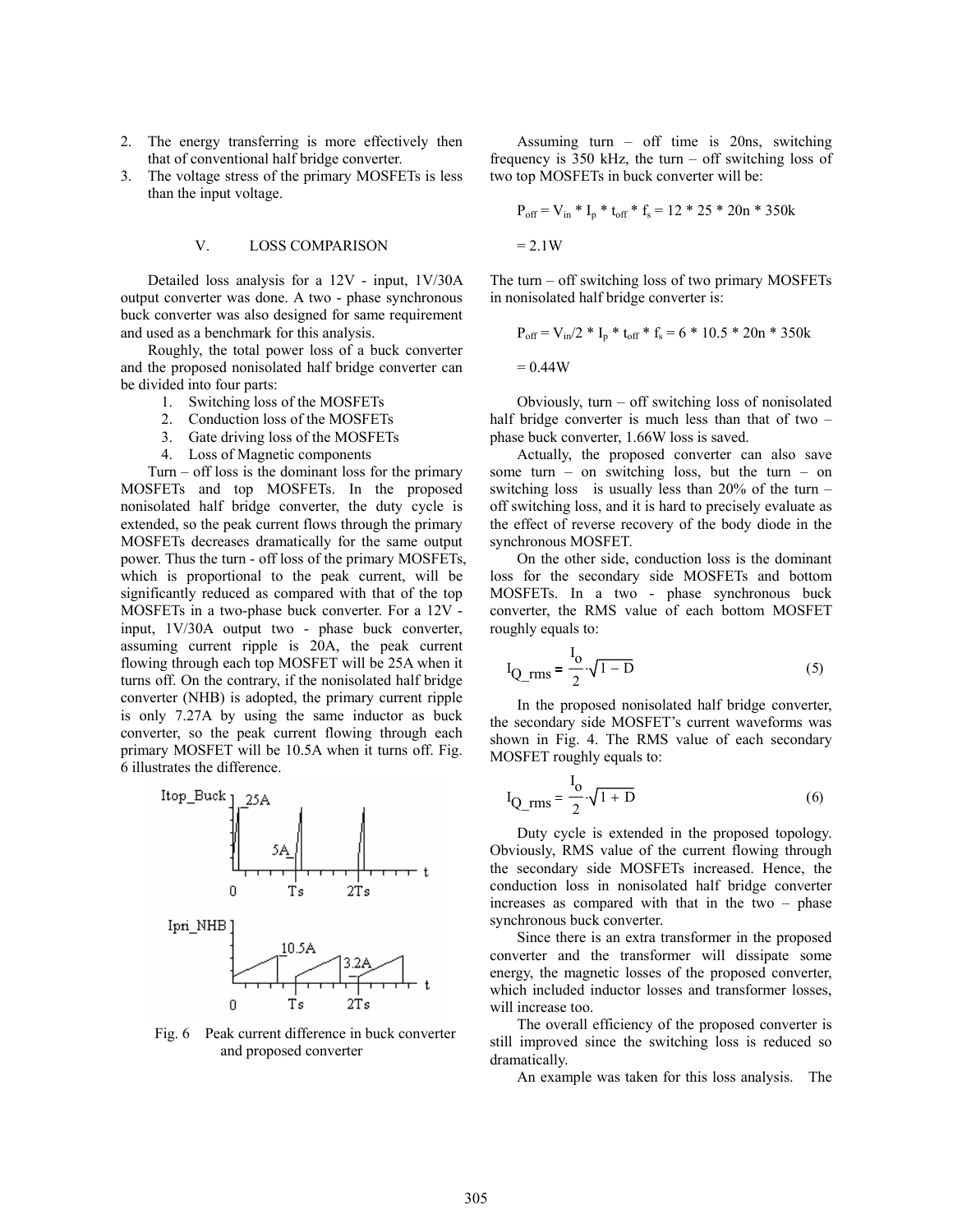2. The energy transferring is more effectively then that of conventional half bridge converter.
3. The voltage stress of the primary MOSFETs is less than the input voltage.

## V. LOSS COMPARISON

Detailed loss analysis for a 12V - input, 1V/30A output converter was done. A two - phase synchronous buck converter was also designed for same requirement and used as a benchmark for this analysis.

Roughly, the total power loss of a buck converter and the proposed nonisolated half bridge converter can be divided into four parts:

1. Switching loss of the MOSFETs
2. Conduction loss of the MOSFETs
3. Gate driving loss of the MOSFETs
4. Loss of Magnetic components

Turn – off loss is the dominant loss for the primary MOSFETs and top MOSFETs. In the proposed nonisolated half bridge converter, the duty cycle is extended, so the peak current flows through the primary MOSFETs decreases dramatically for the same output power. Thus the turn - off loss of the primary MOSFETs, which is proportional to the peak current, will be significantly reduced as compared with that of the top MOSFETs in a two-phase buck converter. For a 12V - input, 1V/30A output two - phase buck converter, assuming current ripple is 20A, the peak current flowing through each top MOSFET will be 25A when it turns off. On the contrary, if the nonisolated half bridge converter (NHB) is adopted, the primary current ripple is only 7.27A by using the same inductor as buck converter, so the peak current flowing through each primary MOSFET will be 10.5A when it turns off. Fig. 6 illustrates the difference.

Fig. 6 Peak current difference in buck converter and proposed converter

Assuming turn – off time is 20ns, switching frequency is 350 kHz, the turn – off switching loss of two top MOSFETs in buck converter will be:

$$P_{off} = V_{in} * I_p * t_{off} * f_s = 12 * 25 * 20n * 350k$$

$$= 2.1W$$

The turn – off switching loss of two primary MOSFETs in nonisolated half bridge converter is:

$$P_{off} = V_{in}/2 * I_p * t_{off} * f_s = 6 * 10.5 * 20n * 350k$$

$$= 0.44W$$

Obviously, turn – off switching loss of nonisolated half bridge converter is much less than that of two – phase buck converter, 1.66W loss is saved.

Actually, the proposed converter can also save some turn – on switching loss, but the turn – on switching loss is usually less than 20% of the turn – off switching loss, and it is hard to precisely evaluate as the effect of reverse recovery of the body diode in the synchronous MOSFET.

On the other side, conduction loss is the dominant loss for the secondary side MOSFETs and bottom MOSFETs. In a two - phase synchronous buck converter, the RMS value of each bottom MOSFET roughly equals to:

$$I_{Q\_rms} = \frac{I_o}{2}\cdot\sqrt{1-D} \tag{5}$$

In the proposed nonisolated half bridge converter, the secondary side MOSFET's current waveforms was shown in Fig. 4. The RMS value of each secondary MOSFET roughly equals to:

$$I_{Q\_rms} = \frac{I_o}{2}\cdot\sqrt{1+D} \tag{6}$$

Duty cycle is extended in the proposed topology. Obviously, RMS value of the current flowing through the secondary side MOSFETs increased. Hence, the conduction loss in nonisolated half bridge converter increases as compared with that in the two – phase synchronous buck converter.

Since there is an extra transformer in the proposed converter and the transformer will dissipate some energy, the magnetic losses of the proposed converter, which included inductor losses and transformer losses, will increase too.

The overall efficiency of the proposed converter is still improved since the switching loss is reduced so dramatically.

An example was taken for this loss analysis. The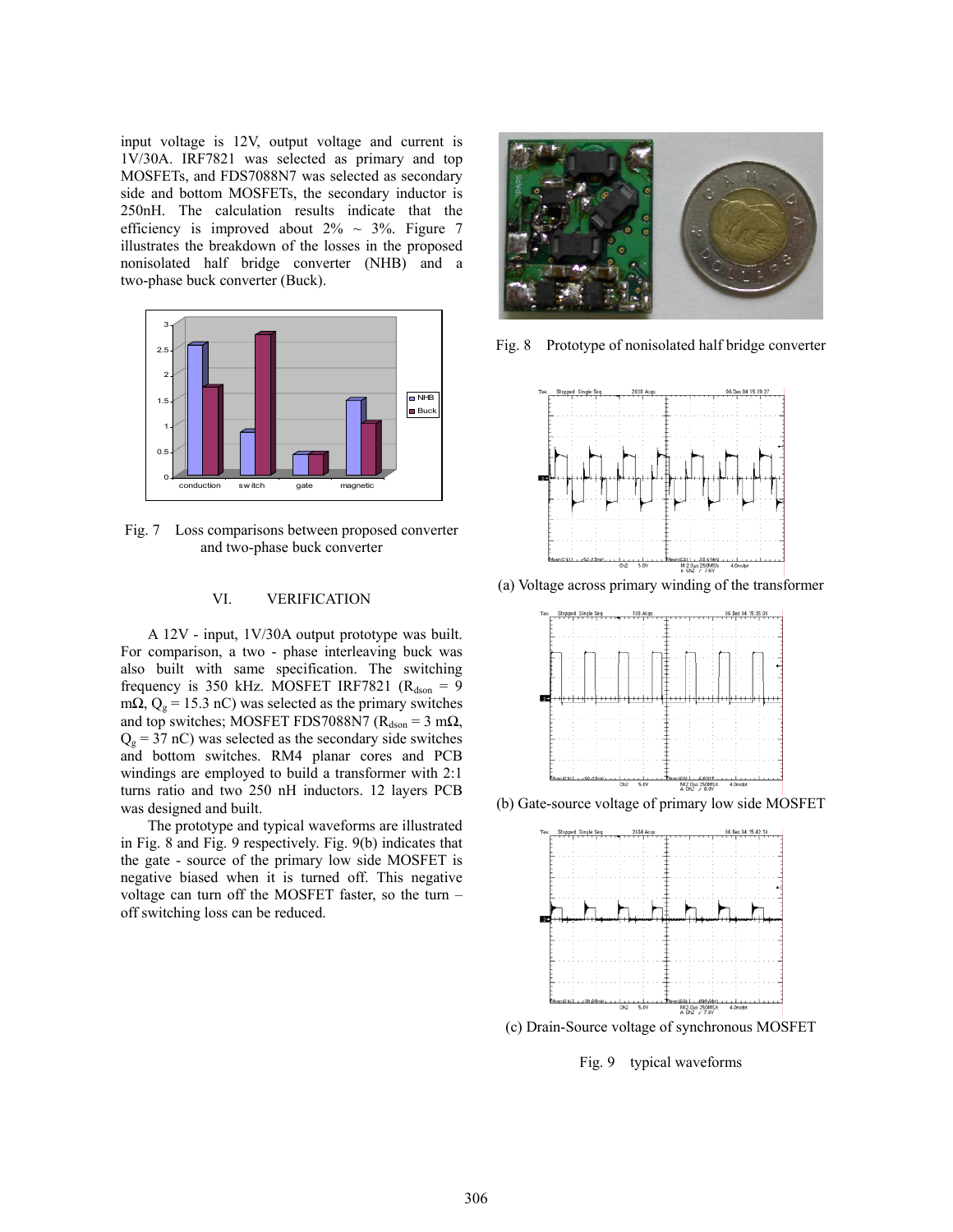input voltage is 12V, output voltage and current is 1V/30A. IRF7821 was selected as primary and top MOSFETs, and FDS7088N7 was selected as secondary side and bottom MOSFETs, the secondary inductor is 250nH. The calculation results indicate that the efficiency is improved about 2% ~ 3%. Figure 7 illustrates the breakdown of the losses in the proposed nonisolated half bridge converter (NHB) and a two-phase buck converter (Buck).

Fig. 7 Loss comparisons between proposed converter and two-phase buck converter

## VI. VERIFICATION

A 12V - input, 1V/30A output prototype was built. For comparison, a two - phase interleaving buck was also built with same specification. The switching frequency is 350 kHz. MOSFET IRF7821 ($R_{dson}$ = 9 mΩ, $Q_g$ = 15.3 nC) was selected as the primary switches and top switches; MOSFET FDS7088N7 ($R_{dson}$ = 3 mΩ, $Q_g$ = 37 nC) was selected as the secondary side switches and bottom switches. RM4 planar cores and PCB windings are employed to build a transformer with 2:1 turns ratio and two 250 nH inductors. 12 layers PCB was designed and built.

The prototype and typical waveforms are illustrated in Fig. 8 and Fig. 9 respectively. Fig. 9(b) indicates that the gate - source of the primary low side MOSFET is negative biased when it is turned off. This negative voltage can turn off the MOSFET faster, so the turn – off switching loss can be reduced.

Fig. 8 Prototype of nonisolated half bridge converter

(a) Voltage across primary winding of the transformer

(b) Gate-source voltage of primary low side MOSFET

(c) Drain-Source voltage of synchronous MOSFET

Fig. 9 typical waveforms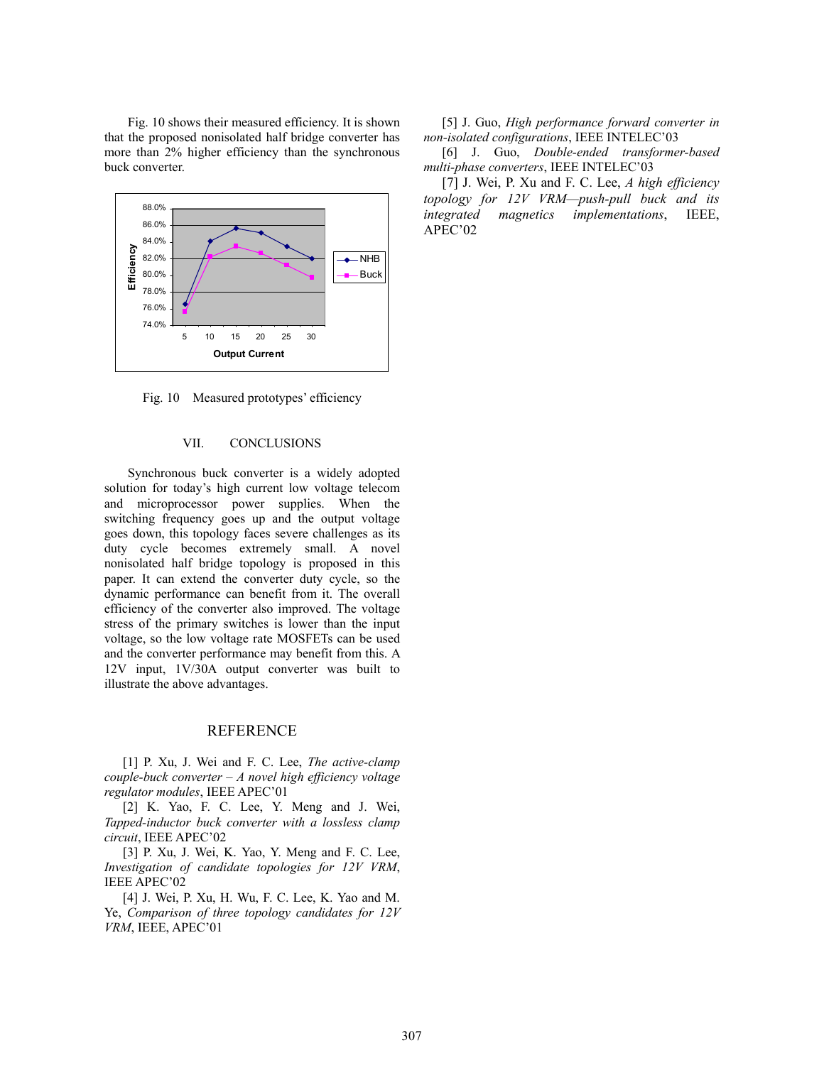Fig. 10 shows their measured efficiency. It is shown that the proposed nonisolated half bridge converter has more than 2% higher efficiency than the synchronous buck converter.

88.0%
86.0%
84.0%
82.0%
80.0%
78.0%
76.0%
74.0%
Efficiency
5 10 15 20 25 30
Output Current
NHB
Buck

Fig. 10 Measured prototypes' efficiency

## VII. CONCLUSIONS

Synchronous buck converter is a widely adopted solution for today's high current low voltage telecom and microprocessor power supplies. When the switching frequency goes up and the output voltage goes down, this topology faces severe challenges as its duty cycle becomes extremely small. A novel nonisolated half bridge topology is proposed in this paper. It can extend the converter duty cycle, so the dynamic performance can benefit from it. The overall efficiency of the converter also improved. The voltage stress of the primary switches is lower than the input voltage, so the low voltage rate MOSFETs can be used and the converter performance may benefit from this. A 12V input, 1V/30A output converter was built to illustrate the above advantages.

## REFERENCE

[1] P. Xu, J. Wei and F. C. Lee, *The active-clamp couple-buck converter – A novel high efficiency voltage regulator modules*, IEEE APEC'01

[2] K. Yao, F. C. Lee, Y. Meng and J. Wei, *Tapped-inductor buck converter with a lossless clamp circuit*, IEEE APEC'02

[3] P. Xu, J. Wei, K. Yao, Y. Meng and F. C. Lee, *Investigation of candidate topologies for 12V VRM*, IEEE APEC'02

[4] J. Wei, P. Xu, H. Wu, F. C. Lee, K. Yao and M. Ye, *Comparison of three topology candidates for 12V VRM*, IEEE, APEC'01

[5] J. Guo, *High performance forward converter in non-isolated configurations*, IEEE INTELEC'03

[6] J. Guo, *Double-ended transformer-based multi-phase converters*, IEEE INTELEC'03

[7] J. Wei, P. Xu and F. C. Lee, *A high efficiency topology for 12V VRM—push-pull buck and its integrated magnetics implementations*, IEEE, APEC'02